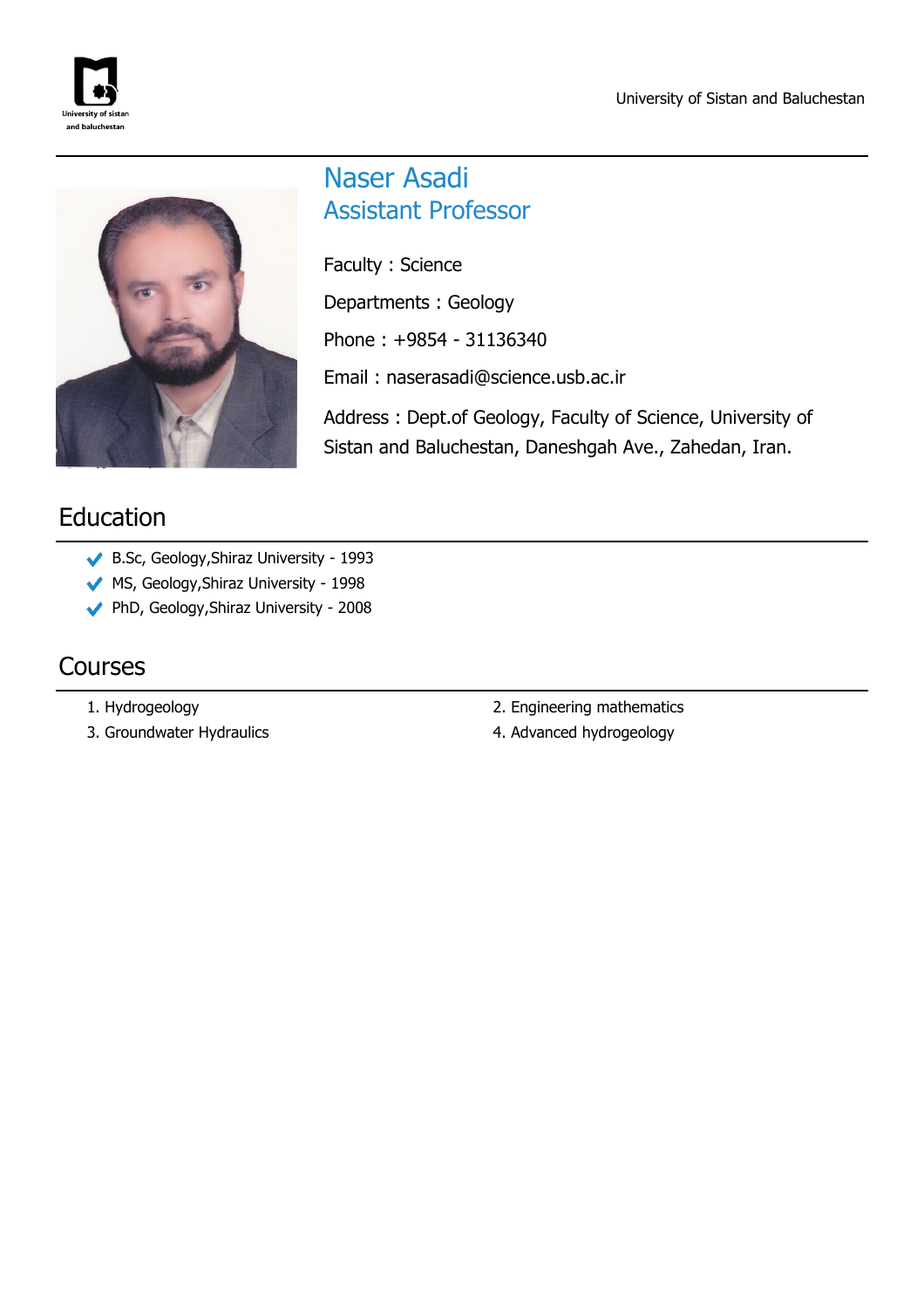# Naser Asadi

## Assistant Professor

Faculty : Science

Departments : Geology

Phone : +9854 - 31136340

Email : naserasadi@science.usb.ac.ir

Address : Dept.of Geology, Faculty of Science, University of Sistan and Baluchestan, Daneshgah Ave., Zahedan, Iran.

## Education

- B.Sc, Geology,Shiraz University - 1993
- MS, Geology,Shiraz University - 1998
- PhD, Geology,Shiraz University - 2008

## Courses

1. Hydrogeology
2. Engineering mathematics
3. Groundwater Hydraulics
4. Advanced hydrogeology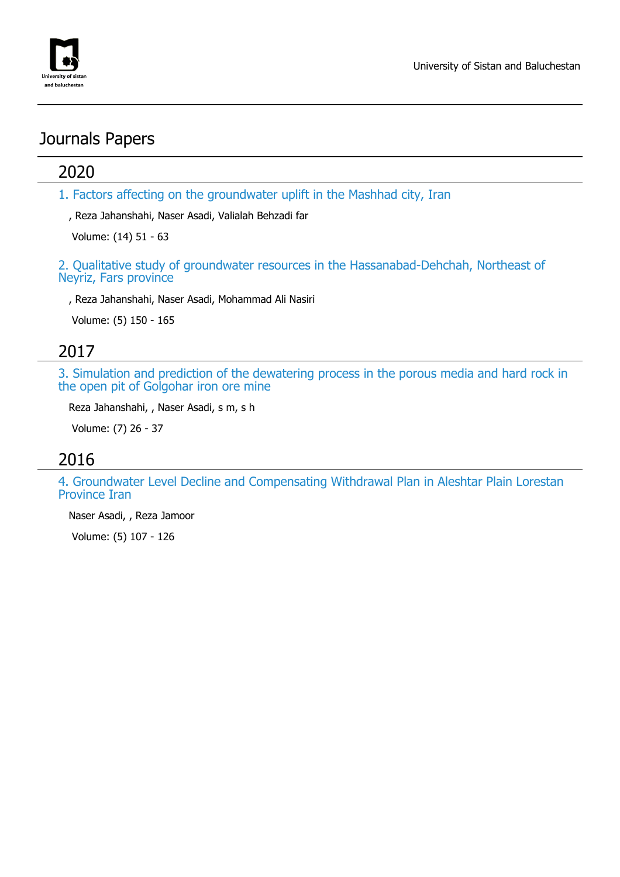# Journals Papers

## 2020

### 1. Factors affecting on the groundwater uplift in the Mashhad city, Iran

, Reza Jahanshahi, Naser Asadi, Valialah Behzadi far

Volume: (14) 51 - 63

### 2. Qualitative study of groundwater resources in the Hassanabad-Dehchah, Northeast of Neyriz, Fars province

, Reza Jahanshahi, Naser Asadi, Mohammad Ali Nasiri

Volume: (5) 150 - 165

## 2017

### 3. Simulation and prediction of the dewatering process in the porous media and hard rock in the open pit of Golgohar iron ore mine

Reza Jahanshahi, , Naser Asadi, s m, s h

Volume: (7) 26 - 37

## 2016

### 4. Groundwater Level Decline and Compensating Withdrawal Plan in Aleshtar Plain Lorestan Province Iran

Naser Asadi, , Reza Jamoor

Volume: (5) 107 - 126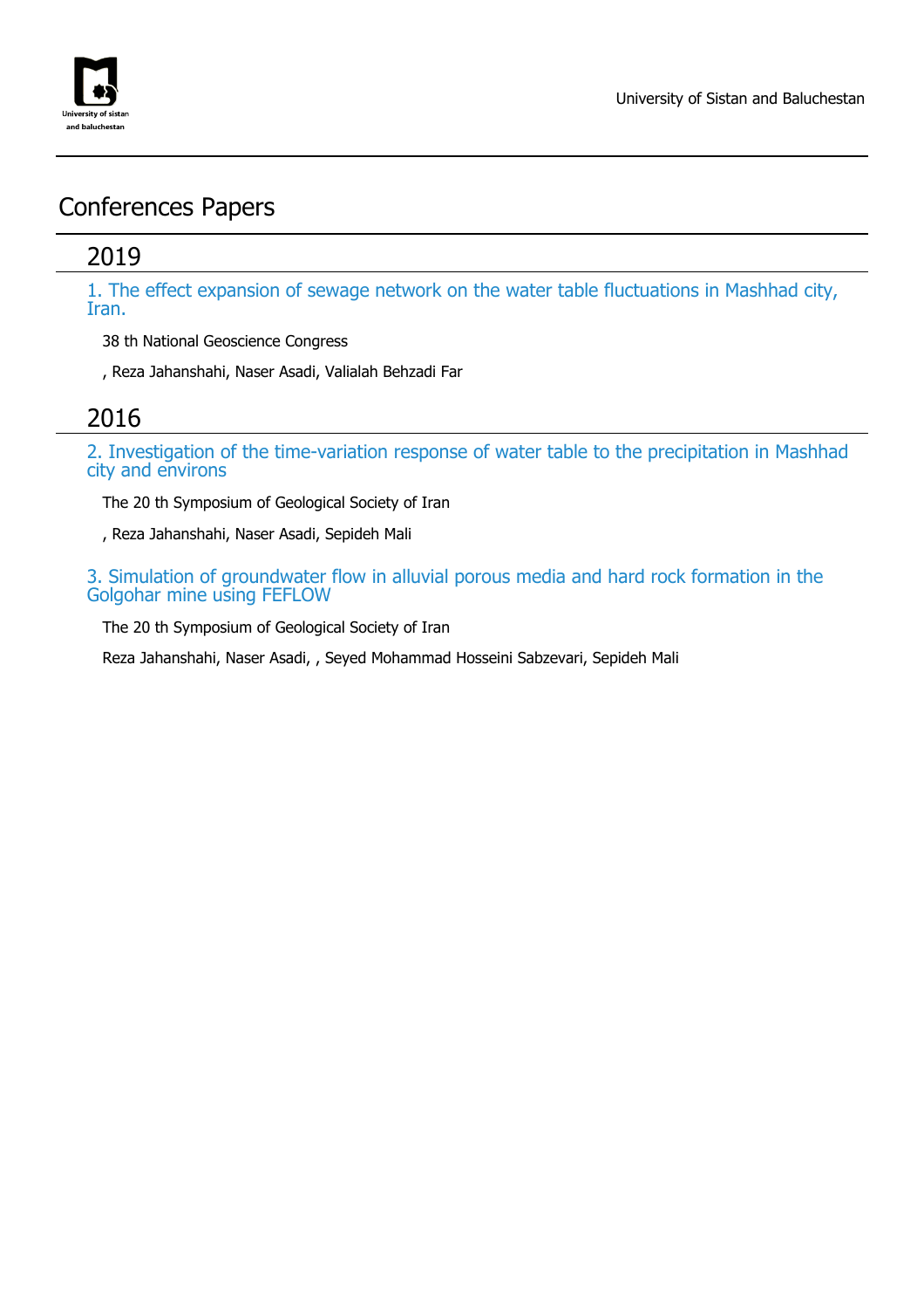# Conferences Papers

## 2019

### 1. The effect expansion of sewage network on the water table fluctuations in Mashhad city, Iran.

38 th National Geoscience Congress

, Reza Jahanshahi, Naser Asadi, Valialah Behzadi Far

## 2016

### 2. Investigation of the time-variation response of water table to the precipitation in Mashhad city and environs

The 20 th Symposium of Geological Society of Iran

, Reza Jahanshahi, Naser Asadi, Sepideh Mali

### 3. Simulation of groundwater flow in alluvial porous media and hard rock formation in the Golgohar mine using FEFLOW

The 20 th Symposium of Geological Society of Iran

Reza Jahanshahi, Naser Asadi, , Seyed Mohammad Hosseini Sabzevari, Sepideh Mali